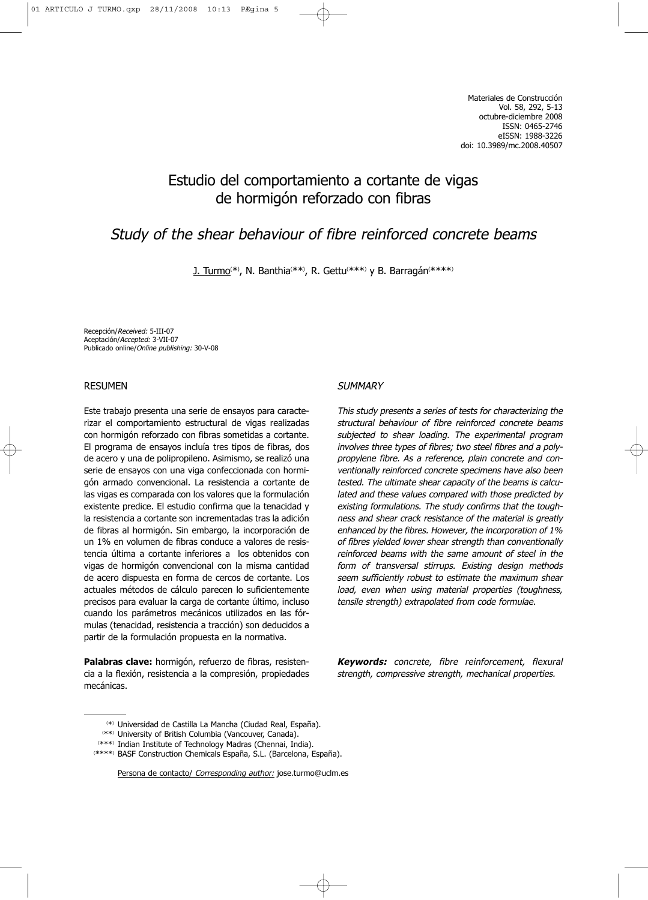Materiales de Construcción
Vol. 58, 292, 5-13
octubre-diciembre 2008
ISSN: 0465-2746
eISSN: 1988-3226
doi: 10.3989/mc.2008.40507

# Estudio del comportamiento a cortante de vigas de hormigón reforzado con fibras

# *Study of the shear behaviour of fibre reinforced concrete beams*

J. Turmo[*], N. Banthia[**], R. Gettu[***] y B. Barragán[****]

Recepción/*Received:* 5-III-07
Aceptación/*Accepted:* 3-VII-07
Publicado online/*Online publishing:* 30-V-08

## RESUMEN

Este trabajo presenta una serie de ensayos para caracterizar el comportamiento estructural de vigas realizadas con hormigón reforzado con fibras sometidas a cortante. El programa de ensayos incluía tres tipos de fibras, dos de acero y una de polipropileno. Asimismo, se realizó una serie de ensayos con una viga confeccionada con hormigón armado convencional. La resistencia a cortante de las vigas es comparada con los valores que la formulación existente predice. El estudio confirma que la tenacidad y la resistencia a cortante son incrementadas tras la adición de fibras al hormigón. Sin embargo, la incorporación de un 1% en volumen de fibras conduce a valores de resistencia última a cortante inferiores a los obtenidos con vigas de hormigón convencional con la misma cantidad de acero dispuesta en forma de cercos de cortante. Los actuales métodos de cálculo parecen lo suficientemente precisos para evaluar la carga de cortante último, incluso cuando los parámetros mecánicos utilizados en las fórmulas (tenacidad, resistencia a tracción) son deducidos a partir de la formulación propuesta en la normativa.

**Palabras clave:** hormigón, refuerzo de fibras, resistencia a la flexión, resistencia a la compresión, propiedades mecánicas.

## *SUMMARY*

*This study presents a series of tests for characterizing the structural behaviour of fibre reinforced concrete beams subjected to shear loading. The experimental program involves three types of fibres; two steel fibres and a polypropylene fibre. As a reference, plain concrete and conventionally reinforced concrete specimens have also been tested. The ultimate shear capacity of the beams is calculated and these values compared with those predicted by existing formulations. The study confirms that the toughness and shear crack resistance of the material is greatly enhanced by the fibres. However, the incorporation of 1% of fibres yielded lower shear strength than conventionally reinforced beams with the same amount of steel in the form of transversal stirrups. Existing design methods seem sufficiently robust to estimate the maximum shear load, even when using material properties (toughness, tensile strength) extrapolated from code formulae.*

***Keywords:*** *concrete, fibre reinforcement, flexural strength, compressive strength, mechanical properties.*

---

[*] Universidad de Castilla La Mancha (Ciudad Real, España).
[**] University of British Columbia (Vancouver, Canada).
[***] Indian Institute of Technology Madras (Chennai, India).
[****] BASF Construction Chemicals España, S.L. (Barcelona, España).

Persona de contacto/ *Corresponding author:* jose.turmo@uclm.es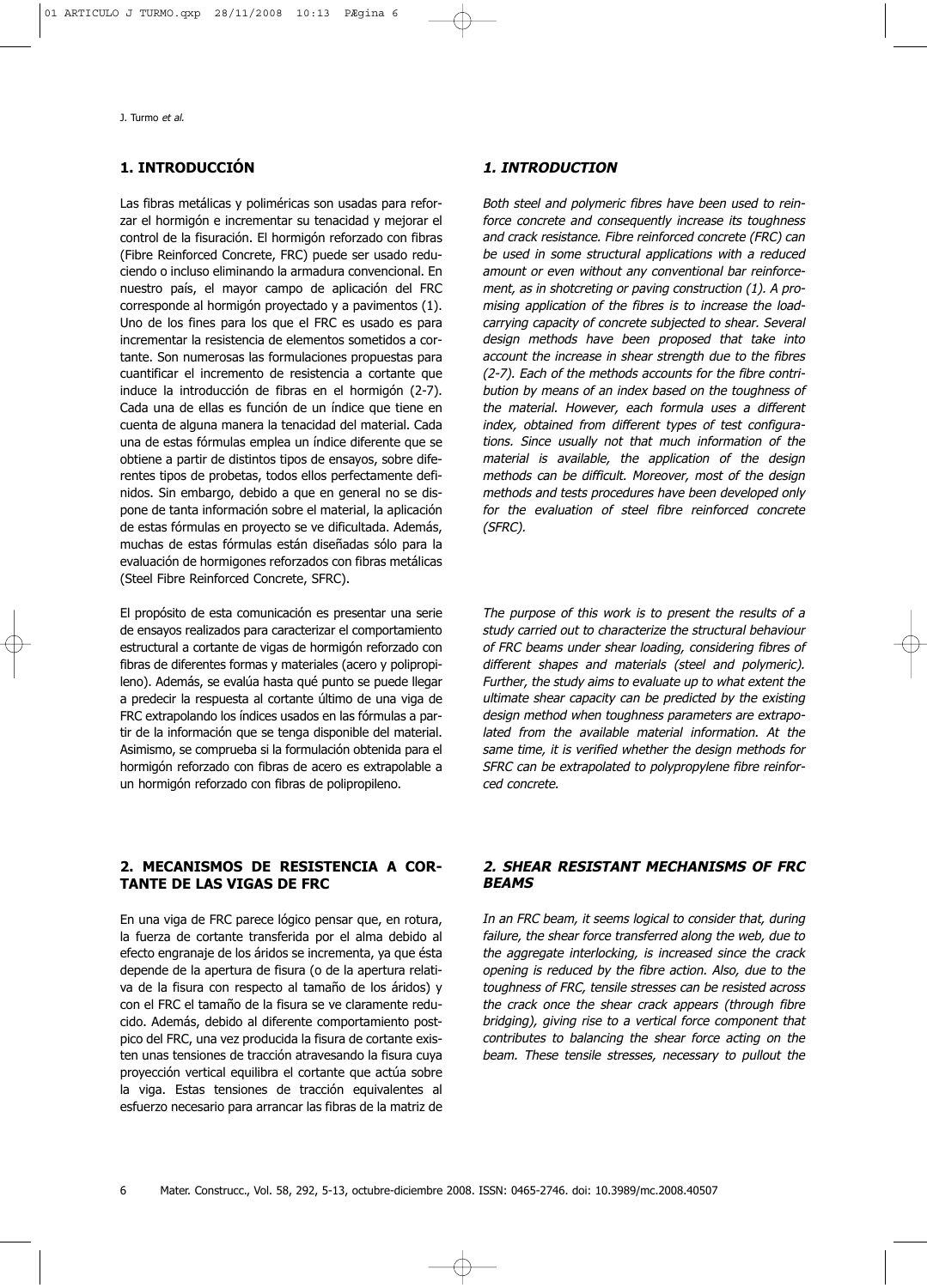## 1. INTRODUCCIÓN

Las fibras metálicas y poliméricas son usadas para reforzar el hormigón e incrementar su tenacidad y mejorar el control de la fisuración. El hormigón reforzado con fibras (Fibre Reinforced Concrete, FRC) puede ser usado reduciendo o incluso eliminando la armadura convencional. En nuestro país, el mayor campo de aplicación del FRC corresponde al hormigón proyectado y a pavimentos (1). Uno de los fines para los que el FRC es usado es para incrementar la resistencia de elementos sometidos a cortante. Son numerosas las formulaciones propuestas para cuantificar el incremento de resistencia a cortante que induce la introducción de fibras en el hormigón (2-7). Cada una de ellas es función de un índice que tiene en cuenta de alguna manera la tenacidad del material. Cada una de estas fórmulas emplea un índice diferente que se obtiene a partir de distintos tipos de ensayos, sobre diferentes tipos de probetas, todos ellos perfectamente definidos. Sin embargo, debido a que en general no se dispone de tanta información sobre el material, la aplicación de estas fórmulas en proyecto se ve dificultada. Además, muchas de estas fórmulas están diseñadas sólo para la evaluación de hormigones reforzados con fibras metálicas (Steel Fibre Reinforced Concrete, SFRC).

El propósito de esta comunicación es presentar una serie de ensayos realizados para caracterizar el comportamiento estructural a cortante de vigas de hormigón reforzado con fibras de diferentes formas y materiales (acero y polipropileno). Además, se evalúa hasta qué punto se puede llegar a predecir la respuesta al cortante último de una viga de FRC extrapolando los índices usados en las fórmulas a partir de la información que se tenga disponible del material. Asimismo, se comprueba si la formulación obtenida para el hormigón reforzado con fibras de acero es extrapolable a un hormigón reforzado con fibras de polipropileno.

## 2. MECANISMOS DE RESISTENCIA A CORTANTE DE LAS VIGAS DE FRC

En una viga de FRC parece lógico pensar que, en rotura, la fuerza de cortante transferida por el alma debido al efecto engranaje de los áridos se incrementa, ya que ésta depende de la apertura de fisura (o de la apertura relativa de la fisura con respecto al tamaño de los áridos) y con el FRC el tamaño de la fisura se ve claramente reducido. Además, debido al diferente comportamiento post-pico del FRC, una vez producida la fisura de cortante existen unas tensiones de tracción atravesando la fisura cuya proyección vertical equilibra el cortante que actúa sobre la viga. Estas tensiones de tracción equivalentes al esfuerzo necesario para arrancar las fibras de la matriz de

## *1. INTRODUCTION*

*Both steel and polymeric fibres have been used to reinforce concrete and consequently increase its toughness and crack resistance. Fibre reinforced concrete (FRC) can be used in some structural applications with a reduced amount or even without any conventional bar reinforcement, as in shotcreting or paving construction (1). A promising application of the fibres is to increase the load-carrying capacity of concrete subjected to shear. Several design methods have been proposed that take into account the increase in shear strength due to the fibres (2-7). Each of the methods accounts for the fibre contribution by means of an index based on the toughness of the material. However, each formula uses a different index, obtained from different types of test configurations. Since usually not that much information of the material is available, the application of the design methods can be difficult. Moreover, most of the design methods and tests procedures have been developed only for the evaluation of steel fibre reinforced concrete (SFRC).*

*The purpose of this work is to present the results of a study carried out to characterize the structural behaviour of FRC beams under shear loading, considering fibres of different shapes and materials (steel and polymeric). Further, the study aims to evaluate up to what extent the ultimate shear capacity can be predicted by the existing design method when toughness parameters are extrapolated from the available material information. At the same time, it is verified whether the design methods for SFRC can be extrapolated to polypropylene fibre reinforced concrete.*

## *2. SHEAR RESISTANT MECHANISMS OF FRC BEAMS*

*In an FRC beam, it seems logical to consider that, during failure, the shear force transferred along the web, due to the aggregate interlocking, is increased since the crack opening is reduced by the fibre action. Also, due to the toughness of FRC, tensile stresses can be resisted across the crack once the shear crack appears (through fibre bridging), giving rise to a vertical force component that contributes to balancing the shear force acting on the beam. These tensile stresses, necessary to pullout the*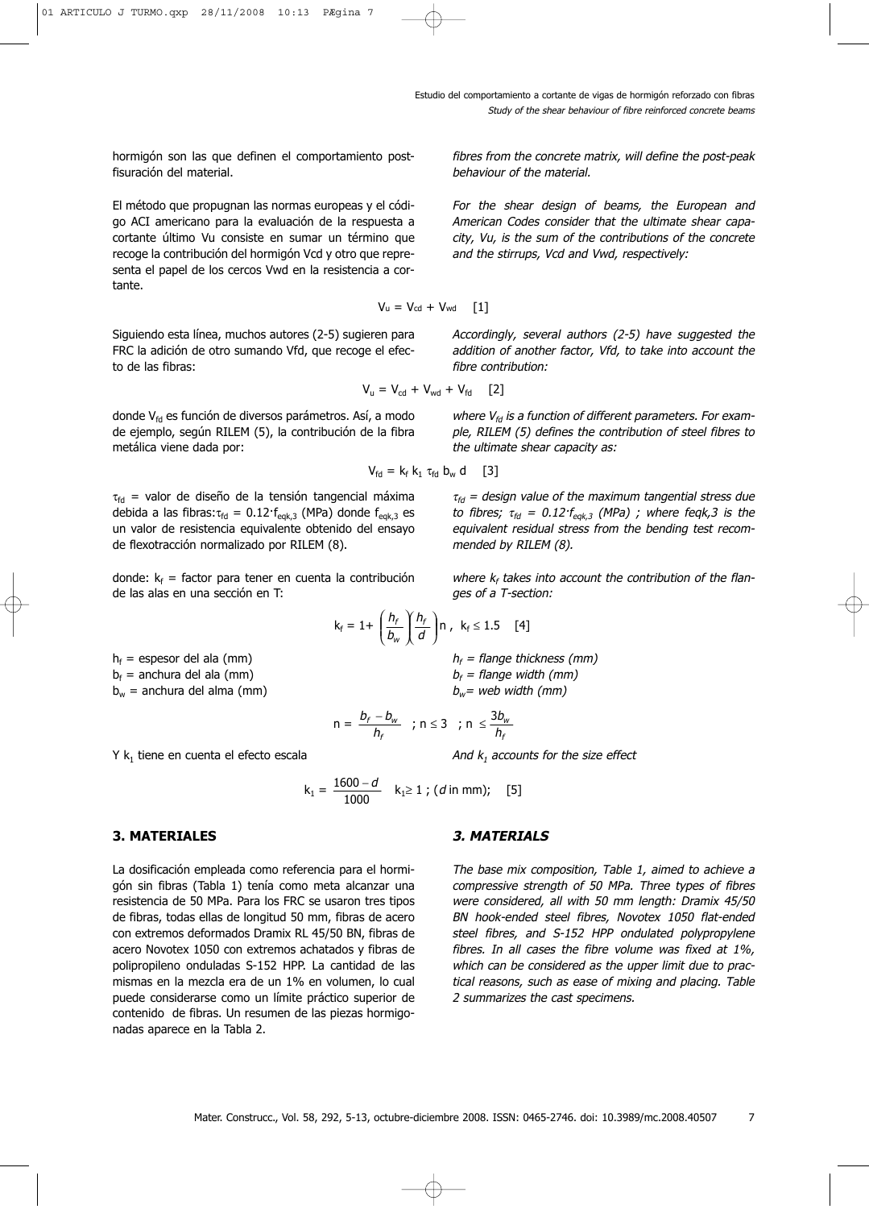hormigón son las que definen el comportamiento post-fisuración del material.

El método que propugnan las normas europeas y el código ACI americano para la evaluación de la respuesta a cortante último Vu consiste en sumar un término que recoge la contribución del hormigón Vcd y otro que representa el papel de los cercos Vwd en la resistencia a cortante.

*fibres from the concrete matrix, will define the post-peak behaviour of the material.*

*For the shear design of beams, the European and American Codes consider that the ultimate shear capacity, Vu, is the sum of the contributions of the concrete and the stirrups, Vcd and Vwd, respectively:*

$$V_u = V_{cd} + V_{wd} \quad [1]$$

Siguiendo esta línea, muchos autores (2-5) sugieren para FRC la adición de otro sumando Vfd, que recoge el efecto de las fibras:

*Accordingly, several authors (2-5) have suggested the addition of another factor, Vfd, to take into account the fibre contribution:*

$$V_u = V_{cd} + V_{wd} + V_{fd} \quad [2]$$

donde $V_{fd}$ es función de diversos parámetros. Así, a modo de ejemplo, según RILEM (5), la contribución de la fibra metálica viene dada por:

*where $V_{fd}$ is a function of different parameters. For example, RILEM (5) defines the contribution of steel fibres to the ultimate shear capacity as:*

$$V_{fd} = k_f \, k_1 \, \tau_{fd} \, b_w \, d \quad [3]$$

$\tau_{fd}$ = valor de diseño de la tensión tangencial máxima debida a las fibras: $\tau_{fd} = 0.12 \cdot f_{eqk,3}$ (MPa) donde $f_{eqk,3}$ es un valor de resistencia equivalente obtenido del ensayo de flexotracción normalizado por RILEM (8).

*$\tau_{fd}$ = design value of the maximum tangential stress due to fibres; $\tau_{fd} = 0.12 \cdot f_{eqk,3}$ (MPa) ; where feqk,3 is the equivalent residual stress from the bending test recommended by RILEM (8).*

donde: $k_f$ = factor para tener en cuenta la contribución de las alas en una sección en T:

*where $k_f$ takes into account the contribution of the flanges of a T-section:*

$$k_f = 1 + \left(\frac{h_f}{b_w}\right)\left(\frac{h_f}{d}\right) n \, , \; k_f \le 1.5 \quad [4]$$

$h_f$ = espesor del ala (mm)
$b_f$ = anchura del ala (mm)
$b_w$ = anchura del alma (mm)

*$h_f$ = flange thickness (mm)*
*$b_f$ = flange width (mm)*
*$b_w$ = web width (mm)*

$$n = \frac{b_f - b_w}{h_f} \; ; \; n \le 3 \; ; \; n \le \frac{3 b_w}{h_f}$$

Y $k_1$ tiene en cuenta el efecto escala

*And $k_1$ accounts for the size effect*

$$k_1 = \frac{1600 - d}{1000} \quad k_1 \ge 1 \; ; \; (d \text{ in mm}); \quad [5]$$

## 3. MATERIALES

La dosificación empleada como referencia para el hormigón sin fibras (Tabla 1) tenía como meta alcanzar una resistencia de 50 MPa. Para los FRC se usaron tres tipos de fibras, todas ellas de longitud 50 mm, fibras de acero con extremos deformados Dramix RL 45/50 BN, fibras de acero Novotex 1050 con extremos achatados y fibras de polipropileno onduladas S-152 HPP. La cantidad de las mismas en la mezcla era de un 1% en volumen, lo cual puede considerarse como un límite práctico superior de contenido de fibras. Un resumen de las piezas hormigonadas aparece en la Tabla 2.

## *3. MATERIALS*

*The base mix composition, Table 1, aimed to achieve a compressive strength of 50 MPa. Three types of fibres were considered, all with 50 mm length: Dramix 45/50 BN hook-ended steel fibres, Novotex 1050 flat-ended steel fibres, and S-152 HPP ondulated polypropylene fibres. In all cases the fibre volume was fixed at 1%, which can be considered as the upper limit due to practical reasons, such as ease of mixing and placing. Table 2 summarizes the cast specimens.*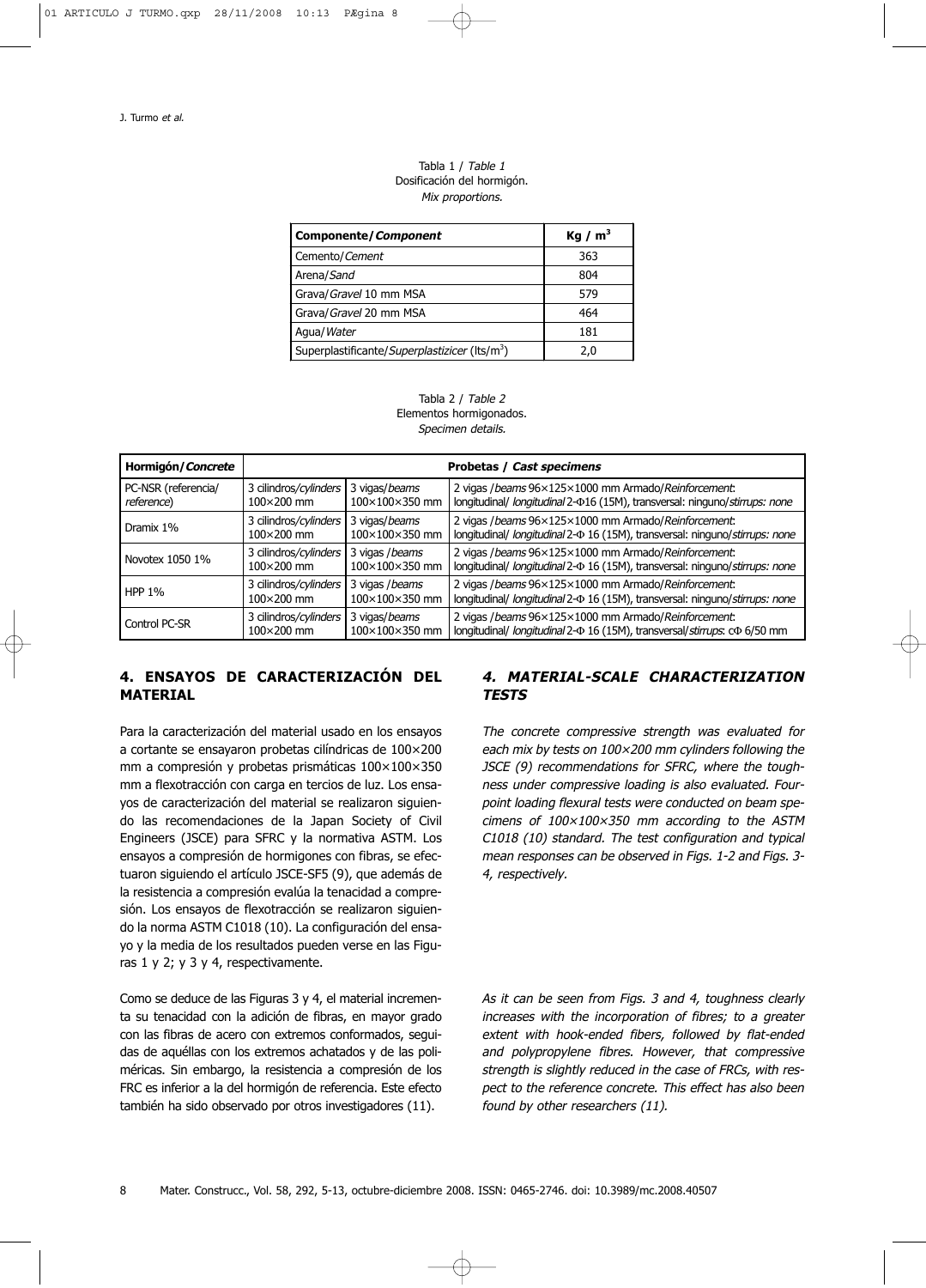Tabla 1 / *Table 1*
Dosificación del hormigón.
*Mix proportions.*

| **Componente/*Component*** | **Kg / m$^3$** |
|---|---|
| Cemento/*Cement* | 363 |
| Arena/*Sand* | 804 |
| Grava/*Gravel* 10 mm MSA | 579 |
| Grava/*Gravel* 20 mm MSA | 464 |
| Agua/*Water* | 181 |
| Superplastificante/*Superplasticizer* (lts/m$^3$) | 2,0 |

Tabla 2 / *Table 2*
Elementos hormigonados.
*Specimen details.*

| **Hormigón/*Concrete*** | **Probetas / *Cast specimens*** | | |
|---|---|---|---|
| PC-NSR (referencia/ *reference*) | 3 cilindros/*cylinders* 100×200 mm | 3 vigas/*beams* 100×100×350 mm | 2 vigas /*beams* 96×125×1000 mm Armado/*Reinforcement*: longitudinal/ *longitudinal* 2-Φ16 (15M), transversal: ninguno/*stirrups: none* |
| Dramix 1% | 3 cilindros/*cylinders* 100×200 mm | 3 vigas/*beams* 100×100×350 mm | 2 vigas /*beams* 96×125×1000 mm Armado/*Reinforcement*: longitudinal/ *longitudinal* 2-Φ 16 (15M), transversal: ninguno/*stirrups: none* |
| Novotex 1050 1% | 3 cilindros/*cylinders* 100×200 mm | 3 vigas /*beams* 100×100×350 mm | 2 vigas /*beams* 96×125×1000 mm Armado/*Reinforcement*: longitudinal/ *longitudinal* 2-Φ 16 (15M), transversal: ninguno/*stirrups: none* |
| HPP 1% | 3 cilindros/*cylinders* 100×200 mm | 3 vigas /*beams* 100×100×350 mm | 2 vigas /*beams* 96×125×1000 mm Armado/*Reinforcement*: longitudinal/ *longitudinal* 2-Φ 16 (15M), transversal: ninguno/*stirrups: none* |
| Control PC-SR | 3 cilindros/*cylinders* 100×200 mm | 3 vigas/*beams* 100×100×350 mm | 2 vigas /*beams* 96×125×1000 mm Armado/*Reinforcement*: longitudinal/ *longitudinal* 2-Φ 16 (15M), transversal/*stirrups*: cΦ 6/50 mm |

## 4. ENSAYOS DE CARACTERIZACIÓN DEL MATERIAL

Para la caracterización del material usado en los ensayos a cortante se ensayaron probetas cilíndricas de 100×200 mm a compresión y probetas prismáticas 100×100×350 mm a flexotracción con carga en tercios de luz. Los ensayos de caracterización del material se realizaron siguiendo las recomendaciones de la Japan Society of Civil Engineers (JSCE) para SFRC y la normativa ASTM. Los ensayos a compresión de hormigones con fibras, se efectuaron siguiendo el artículo JSCE-SF5 (9), que además de la resistencia a compresión evalúa la tenacidad a compresión. Los ensayos de flexotracción se realizaron siguiendo la norma ASTM C1018 (10). La configuración del ensayo y la media de los resultados pueden verse en las Figuras 1 y 2; y 3 y 4, respectivamente.

Como se deduce de las Figuras 3 y 4, el material incrementa su tenacidad con la adición de fibras, en mayor grado con las fibras de acero con extremos conformados, seguidas de aquéllas con los extremos achatados y de las poliméricas. Sin embargo, la resistencia a compresión de los FRC es inferior a la del hormigón de referencia. Este efecto también ha sido observado por otros investigadores (11).

## *4. MATERIAL-SCALE CHARACTERIZATION TESTS*

*The concrete compressive strength was evaluated for each mix by tests on 100×200 mm cylinders following the JSCE (9) recommendations for SFRC, where the toughness under compressive loading is also evaluated. Four-point loading flexural tests were conducted on beam specimens of 100×100×350 mm according to the ASTM C1018 (10) standard. The test configuration and typical mean responses can be observed in Figs. 1-2 and Figs. 3-4, respectively.*

*As it can be seen from Figs. 3 and 4, toughness clearly increases with the incorporation of fibres; to a greater extent with hook-ended fibers, followed by flat-ended and polypropylene fibres. However, that compressive strength is slightly reduced in the case of FRCs, with respect to the reference concrete. This effect has also been found by other researchers (11).*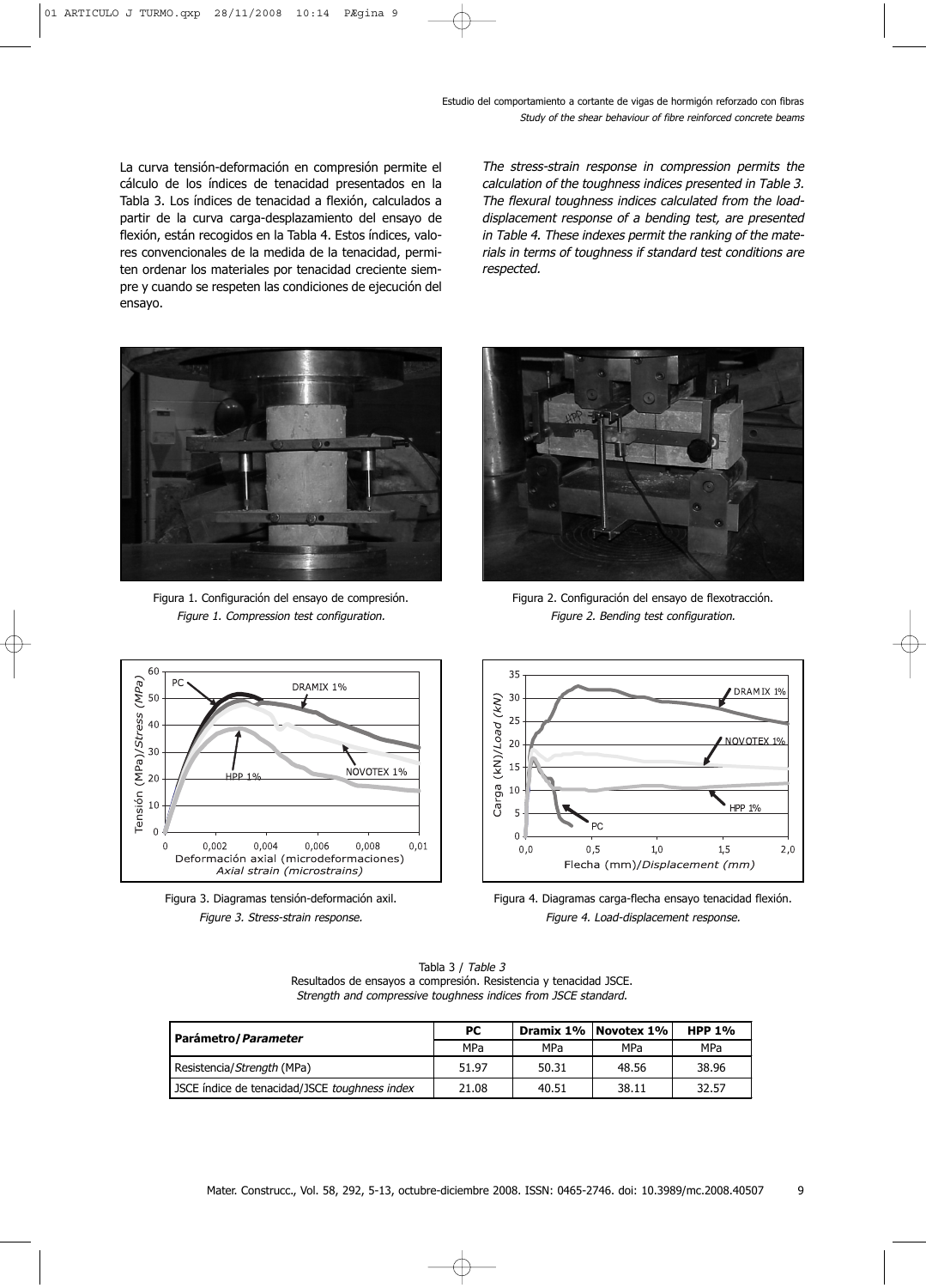La curva tensión-deformación en compresión permite el cálculo de los índices de tenacidad presentados en la Tabla 3. Los índices de tenacidad a flexión, calculados a partir de la curva carga-desplazamiento del ensayo de flexión, están recogidos en la Tabla 4. Estos índices, valores convencionales de la medida de la tenacidad, permiten ordenar los materiales por tenacidad creciente siempre y cuando se respeten las condiciones de ejecución del ensayo.

*The stress-strain response in compression permits the calculation of the toughness indices presented in Table 3. The flexural toughness indices calculated from the load-displacement response of a bending test, are presented in Table 4. These indexes permit the ranking of the materials in terms of toughness if standard test conditions are respected.*

Figura 1. Configuración del ensayo de compresión.
*Figure 1. Compression test configuration.*

Figura 2. Configuración del ensayo de flexotracción.
*Figure 2. Bending test configuration.*

Figura 3. Diagramas tensión-deformación axil.
*Figure 3. Stress-strain response.*

Figura 4. Diagramas carga-flecha ensayo tenacidad flexión.
*Figure 4. Load-displacement response.*

Tabla 3 / *Table 3*
Resultados de ensayos a compresión. Resistencia y tenacidad JSCE.
*Strength and compressive toughness indices from JSCE standard.*

| **Parámetro/*Parameter*** | **PC** | **Dramix 1%** | **Novotex 1%** | **HPP 1%** |
|---|---|---|---|---|
| | MPa | MPa | MPa | MPa |
| Resistencia/*Strength* (MPa) | 51.97 | 50.31 | 48.56 | 38.96 |
| JSCE índice de tenacidad/JSCE *toughness index* | 21.08 | 40.51 | 38.11 | 32.57 |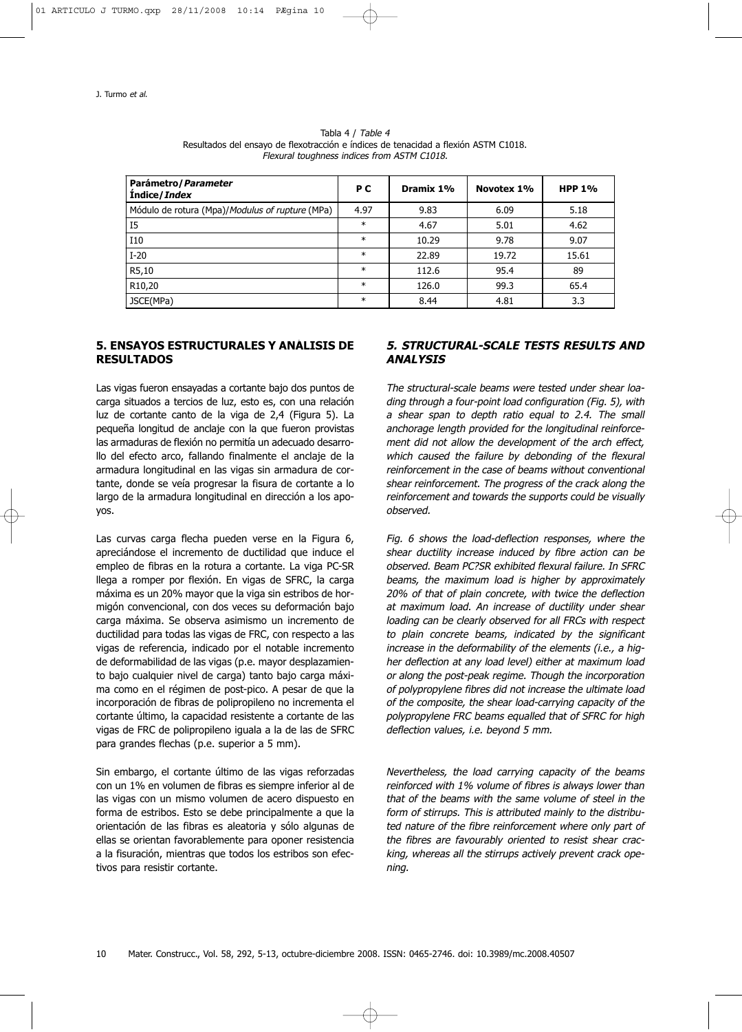Tabla 4 / *Table 4*
Resultados del ensayo de flexotracción e índices de tenacidad a flexión ASTM C1018.
*Flexural toughness indices from ASTM C1018.*

| **Parámetro/*Parameter*** **Índice/*Index*** | **P C** | **Dramix 1%** | **Novotex 1%** | **HPP 1%** |
|---|---|---|---|---|
| Módulo de rotura (Mpa)/*Modulus of rupture* (MPa) | 4.97 | 9.83 | 6.09 | 5.18 |
| I5 | * | 4.67 | 5.01 | 4.62 |
| I10 | * | 10.29 | 9.78 | 9.07 |
| I-20 | * | 22.89 | 19.72 | 15.61 |
| R5,10 | * | 112.6 | 95.4 | 89 |
| R10,20 | * | 126.0 | 99.3 | 65.4 |
| JSCE(MPa) | * | 8.44 | 4.81 | 3.3 |

## 5. ENSAYOS ESTRUCTURALES Y ANALISIS DE RESULTADOS

Las vigas fueron ensayadas a cortante bajo dos puntos de carga situados a tercios de luz, esto es, con una relación luz de cortante canto de la viga de 2,4 (Figura 5). La pequeña longitud de anclaje con la que fueron provistas las armaduras de flexión no permitía un adecuado desarrollo del efecto arco, fallando finalmente el anclaje de la armadura longitudinal en las vigas sin armadura de cortante, donde se veía progresar la fisura de cortante a lo largo de la armadura longitudinal en dirección a los apoyos.

Las curvas carga flecha pueden verse en la Figura 6, apreciándose el incremento de ductilidad que induce el empleo de fibras en la rotura a cortante. La viga PC-SR llega a romper por flexión. En vigas de SFRC, la carga máxima es un 20% mayor que la viga sin estribos de hormigón convencional, con dos veces su deformación bajo carga máxima. Se observa asimismo un incremento de ductilidad para todas las vigas de FRC, con respecto a las vigas de referencia, indicado por el notable incremento de deformabilidad de las vigas (p.e. mayor desplazamiento bajo cualquier nivel de carga) tanto bajo carga máxima como en el régimen de post-pico. A pesar de que la incorporación de fibras de polipropileno no incrementa el cortante último, la capacidad resistente a cortante de las vigas de FRC de polipropileno iguala a la de las de SFRC para grandes flechas (p.e. superior a 5 mm).

Sin embargo, el cortante último de las vigas reforzadas con un 1% en volumen de fibras es siempre inferior al de las vigas con un mismo volumen de acero dispuesto en forma de estribos. Esto se debe principalmente a que la orientación de las fibras es aleatoria y sólo algunas de ellas se orientan favorablemente para oponer resistencia a la fisuración, mientras que todos los estribos son efectivos para resistir cortante.

## *5. STRUCTURAL-SCALE TESTS RESULTS AND ANALYSIS*

*The structural-scale beams were tested under shear loading through a four-point load configuration (Fig. 5), with a shear span to depth ratio equal to 2.4. The small anchorage length provided for the longitudinal reinforcement did not allow the development of the arch effect, which caused the failure by debonding of the flexural reinforcement in the case of beams without conventional shear reinforcement. The progress of the crack along the reinforcement and towards the supports could be visually observed.*

*Fig. 6 shows the load-deflection responses, where the shear ductility increase induced by fibre action can be observed. Beam PC?SR exhibited flexural failure. In SFRC beams, the maximum load is higher by approximately 20% of that of plain concrete, with twice the deflection at maximum load. An increase of ductility under shear loading can be clearly observed for all FRCs with respect to plain concrete beams, indicated by the significant increase in the deformability of the elements (i.e., a higher deflection at any load level) either at maximum load or along the post-peak regime. Though the incorporation of polypropylene fibres did not increase the ultimate load of the composite, the shear load-carrying capacity of the polypropylene FRC beams equalled that of SFRC for high deflection values, i.e. beyond 5 mm.*

*Nevertheless, the load carrying capacity of the beams reinforced with 1% volume of fibres is always lower than that of the beams with the same volume of steel in the form of stirrups. This is attributed mainly to the distributed nature of the fibre reinforcement where only part of the fibres are favourably oriented to resist shear cracking, whereas all the stirrups actively prevent crack opening.*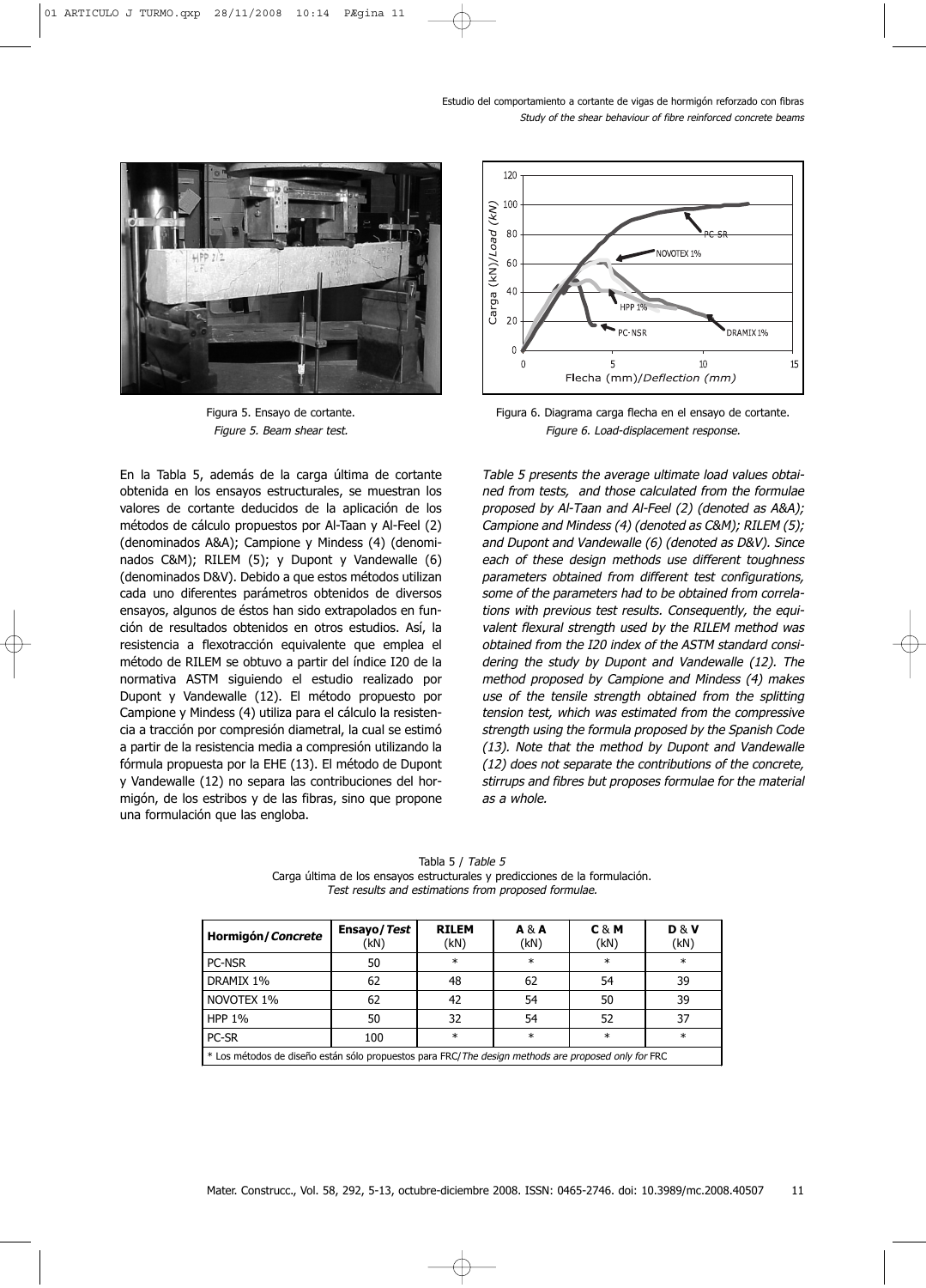Figura 5. Ensayo de cortante.
*Figure 5. Beam shear test.*

Figura 6. Diagrama carga flecha en el ensayo de cortante.
*Figure 6. Load-displacement response.*

En la Tabla 5, además de la carga última de cortante obtenida en los ensayos estructurales, se muestran los valores de cortante deducidos de la aplicación de los métodos de cálculo propuestos por Al-Taan y Al-Feel (2) (denominados A&A); Campione y Mindess (4) (denominados C&M); RILEM (5); y Dupont y Vandewalle (6) (denominados D&V). Debido a que estos métodos utilizan cada uno diferentes parámetros obtenidos de diversos ensayos, algunos de éstos han sido extrapolados en función de resultados obtenidos en otros estudios. Así, la resistencia a flexotracción equivalente que emplea el método de RILEM se obtuvo a partir del índice I20 de la normativa ASTM siguiendo el estudio realizado por Dupont y Vandewalle (12). El método propuesto por Campione y Mindess (4) utiliza para el cálculo la resistencia a tracción por compresión diametral, la cual se estimó a partir de la resistencia media a compresión utilizando la fórmula propuesta por la EHE (13). El método de Dupont y Vandewalle (12) no separa las contribuciones del hormigón, de los estribos y de las fibras, sino que propone una formulación que las engloba.

*Table 5 presents the average ultimate load values obtained from tests, and those calculated from the formulae proposed by Al-Taan and Al-Feel (2) (denoted as A&A); Campione and Mindess (4) (denoted as C&M); RILEM (5); and Dupont and Vandewalle (6) (denoted as D&V). Since each of these design methods use different toughness parameters obtained from different test configurations, some of the parameters had to be obtained from correlations with previous test results. Consequently, the equivalent flexural strength used by the RILEM method was obtained from the I20 index of the ASTM standard considering the study by Dupont and Vandewalle (12). The method proposed by Campione and Mindess (4) makes use of the tensile strength obtained from the splitting tension test, which was estimated from the compressive strength using the formula proposed by the Spanish Code (13). Note that the method by Dupont and Vandewalle (12) does not separate the contributions of the concrete, stirrups and fibres but proposes formulae for the material as a whole.*

Tabla 5 / *Table 5*
Carga última de los ensayos estructurales y predicciones de la formulación.
*Test results and estimations from proposed formulae.*

| Hormigón/*Concrete* | Ensayo/*Test* (kN) | RILEM (kN) | A & A (kN) | C & M (kN) | D & V (kN) |
|---|---|---|---|---|---|
| PC-NSR | 50 | * | * | * | * |
| DRAMIX 1% | 62 | 48 | 62 | 54 | 39 |
| NOVOTEX 1% | 62 | 42 | 54 | 50 | 39 |
| HPP 1% | 50 | 32 | 54 | 52 | 37 |
| PC-SR | 100 | * | * | * | * |

\* Los métodos de diseño están sólo propuestos para FRC/*The design methods are proposed only for* FRC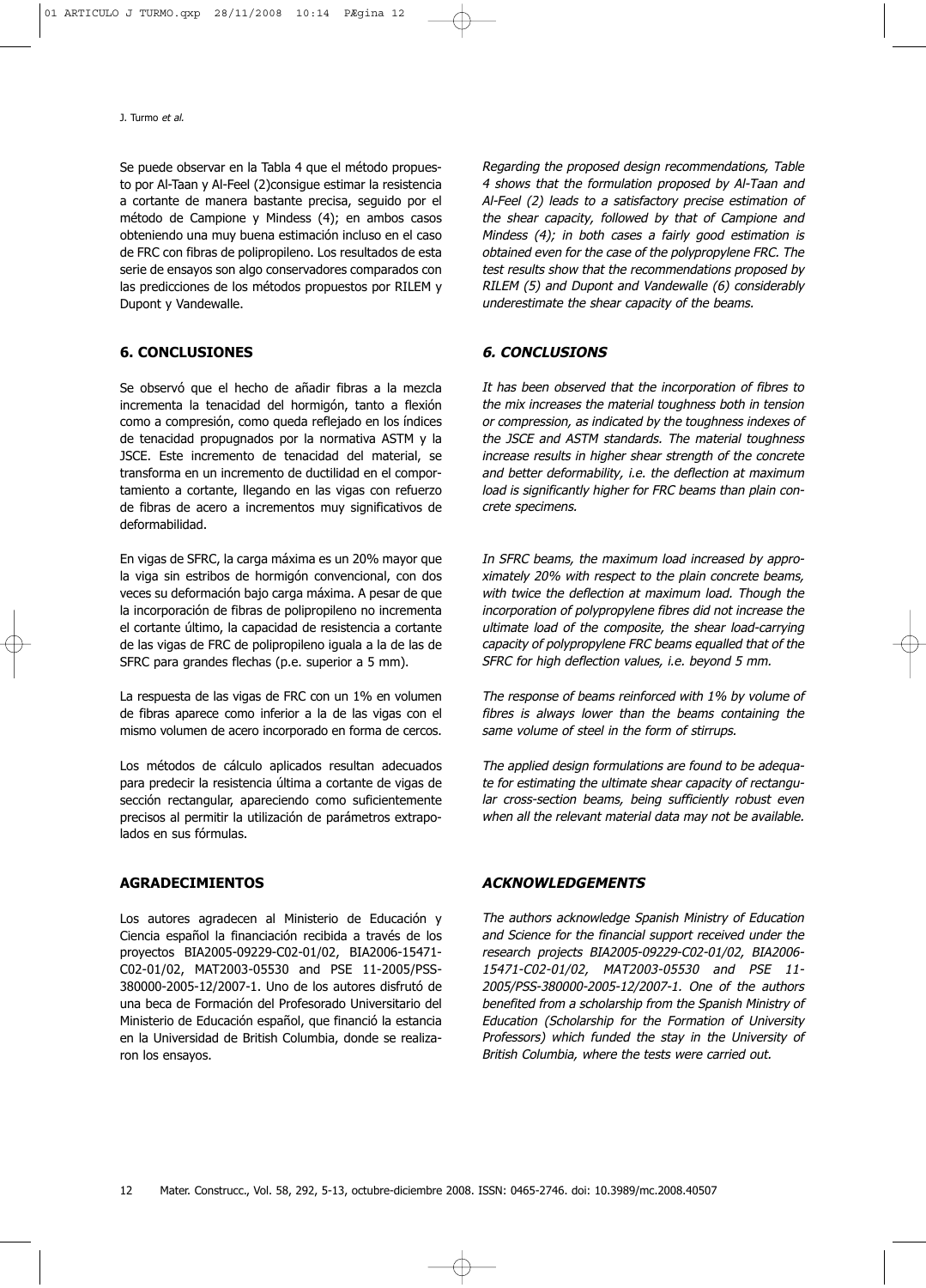Se puede observar en la Tabla 4 que el método propuesto por Al-Taan y Al-Feel (2)consigue estimar la resistencia a cortante de manera bastante precisa, seguido por el método de Campione y Mindess (4); en ambos casos obteniendo una muy buena estimación incluso en el caso de FRC con fibras de polipropileno. Los resultados de esta serie de ensayos son algo conservadores comparados con las predicciones de los métodos propuestos por RILEM y Dupont y Vandewalle.

## 6. CONCLUSIONES

Se observó que el hecho de añadir fibras a la mezcla incrementa la tenacidad del hormigón, tanto a flexión como a compresión, como queda reflejado en los índices de tenacidad propugnados por la normativa ASTM y la JSCE. Este incremento de tenacidad del material, se transforma en un incremento de ductilidad en el comportamiento a cortante, llegando en las vigas con refuerzo de fibras de acero a incrementos muy significativos de deformabilidad.

En vigas de SFRC, la carga máxima es un 20% mayor que la viga sin estribos de hormigón convencional, con dos veces su deformación bajo carga máxima. A pesar de que la incorporación de fibras de polipropileno no incrementa el cortante último, la capacidad de resistencia a cortante de las vigas de FRC de polipropileno iguala a la de las de SFRC para grandes flechas (p.e. superior a 5 mm).

La respuesta de las vigas de FRC con un 1% en volumen de fibras aparece como inferior a la de las vigas con el mismo volumen de acero incorporado en forma de cercos.

Los métodos de cálculo aplicados resultan adecuados para predecir la resistencia última a cortante de vigas de sección rectangular, apareciendo como suficientemente precisos al permitir la utilización de parámetros extrapolados en sus fórmulas.

## AGRADECIMIENTOS

Los autores agradecen al Ministerio de Educación y Ciencia español la financiación recibida a través de los proyectos BIA2005-09229-C02-01/02, BIA2006-15471-C02-01/02, MAT2003-05530 and PSE 11-2005/PSS-380000-2005-12/2007-1. Uno de los autores disfrutó de una beca de Formación del Profesorado Universitario del Ministerio de Educación español, que financió la estancia en la Universidad de British Columbia, donde se realizaron los ensayos.

*Regarding the proposed design recommendations, Table 4 shows that the formulation proposed by Al-Taan and Al-Feel (2) leads to a satisfactory precise estimation of the shear capacity, followed by that of Campione and Mindess (4); in both cases a fairly good estimation is obtained even for the case of the polypropylene FRC. The test results show that the recommendations proposed by RILEM (5) and Dupont and Vandewalle (6) considerably underestimate the shear capacity of the beams.*

## *6. CONCLUSIONS*

*It has been observed that the incorporation of fibres to the mix increases the material toughness both in tension or compression, as indicated by the toughness indexes of the JSCE and ASTM standards. The material toughness increase results in higher shear strength of the concrete and better deformability, i.e. the deflection at maximum load is significantly higher for FRC beams than plain concrete specimens.*

*In SFRC beams, the maximum load increased by approximately 20% with respect to the plain concrete beams, with twice the deflection at maximum load. Though the incorporation of polypropylene fibres did not increase the ultimate load of the composite, the shear load-carrying capacity of polypropylene FRC beams equalled that of the SFRC for high deflection values, i.e. beyond 5 mm.*

*The response of beams reinforced with 1% by volume of fibres is always lower than the beams containing the same volume of steel in the form of stirrups.*

*The applied design formulations are found to be adequate for estimating the ultimate shear capacity of rectangular cross-section beams, being sufficiently robust even when all the relevant material data may not be available.*

## *ACKNOWLEDGEMENTS*

*The authors acknowledge Spanish Ministry of Education and Science for the financial support received under the research projects BIA2005-09229-C02-01/02, BIA2006-15471-C02-01/02, MAT2003-05530 and PSE 11-2005/PSS-380000-2005-12/2007-1. One of the authors benefited from a scholarship from the Spanish Ministry of Education (Scholarship for the Formation of University Professors) which funded the stay in the University of British Columbia, where the tests were carried out.*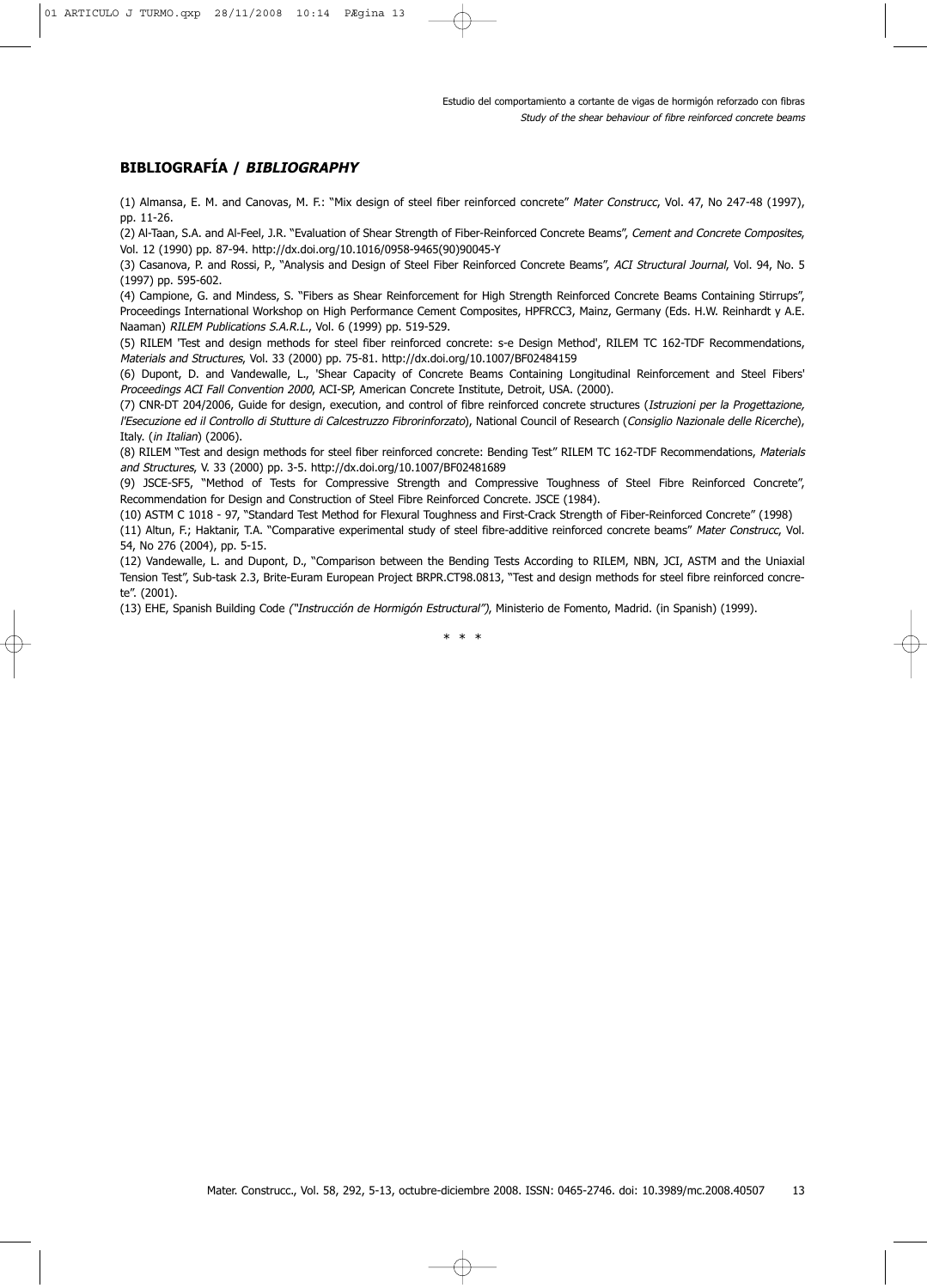## BIBLIOGRAFÍA / *BIBLIOGRAPHY*

(1) Almansa, E. M. and Canovas, M. F.: "Mix design of steel fiber reinforced concrete" *Mater Construcc*, Vol. 47, No 247-48 (1997), pp. 11-26.

(2) Al-Taan, S.A. and Al-Feel, J.R. "Evaluation of Shear Strength of Fiber-Reinforced Concrete Beams", *Cement and Concrete Composites*, Vol. 12 (1990) pp. 87-94. http://dx.doi.org/10.1016/0958-9465(90)90045-Y

(3) Casanova, P. and Rossi, P., "Analysis and Design of Steel Fiber Reinforced Concrete Beams", *ACI Structural Journal*, Vol. 94, No. 5 (1997) pp. 595-602.

(4) Campione, G. and Mindess, S. "Fibers as Shear Reinforcement for High Strength Reinforced Concrete Beams Containing Stirrups", Proceedings International Workshop on High Performance Cement Composites, HPFRCC3, Mainz, Germany (Eds. H.W. Reinhardt y A.E. Naaman) *RILEM Publications S.A.R.L.*, Vol. 6 (1999) pp. 519-529.

(5) RILEM 'Test and design methods for steel fiber reinforced concrete: s-e Design Method', RILEM TC 162-TDF Recommendations, *Materials and Structures*, Vol. 33 (2000) pp. 75-81. http://dx.doi.org/10.1007/BF02484159

(6) Dupont, D. and Vandewalle, L., 'Shear Capacity of Concrete Beams Containing Longitudinal Reinforcement and Steel Fibers' *Proceedings ACI Fall Convention 2000*, ACI-SP, American Concrete Institute, Detroit, USA. (2000).

(7) CNR-DT 204/2006, Guide for design, execution, and control of fibre reinforced concrete structures (*Istruzioni per la Progettazione, l'Esecuzione ed il Controllo di Stutture di Calcestruzzo Fibrorinforzato*), National Council of Research (*Consiglio Nazionale delle Ricerche*), Italy. (*in Italian*) (2006).

(8) RILEM "Test and design methods for steel fiber reinforced concrete: Bending Test" RILEM TC 162-TDF Recommendations, *Materials and Structures*, V. 33 (2000) pp. 3-5. http://dx.doi.org/10.1007/BF02481689

(9) JSCE-SF5, "Method of Tests for Compressive Strength and Compressive Toughness of Steel Fibre Reinforced Concrete", Recommendation for Design and Construction of Steel Fibre Reinforced Concrete. JSCE (1984).

(10) ASTM C 1018 - 97, "Standard Test Method for Flexural Toughness and First-Crack Strength of Fiber-Reinforced Concrete" (1998)

(11) Altun, F.; Haktanir, T.A. "Comparative experimental study of steel fibre-additive reinforced concrete beams" *Mater Construcc*, Vol. 54, No 276 (2004), pp. 5-15.

(12) Vandewalle, L. and Dupont, D., "Comparison between the Bending Tests According to RILEM, NBN, JCI, ASTM and the Uniaxial Tension Test", Sub-task 2.3, Brite-Euram European Project BRPR.CT98.0813, "Test and design methods for steel fibre reinforced concrete". (2001).

(13) EHE, Spanish Building Code *("Instrucción de Hormigón Estructural")*, Ministerio de Fomento, Madrid. (in Spanish) (1999).

* * *